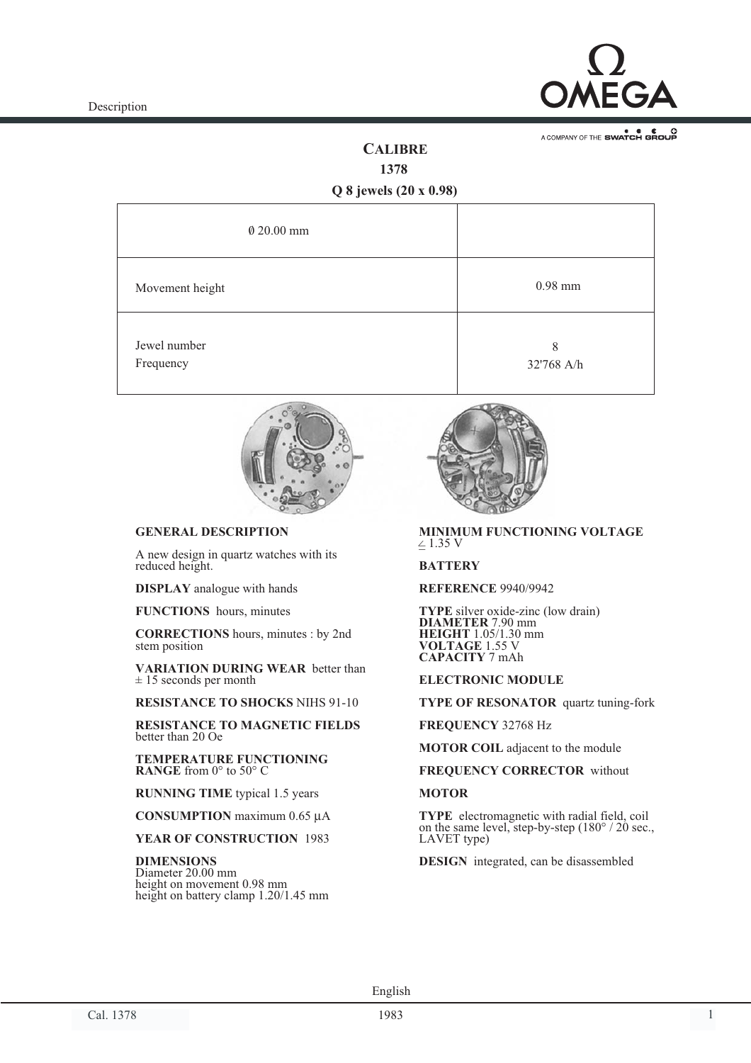# CALIBRE

## 1378

### Q 8 jewels (20 x 0.98)

| Ø 20.00 mm | |
|---|---|
| Movement height | 0.98 mm |
| Jewel number<br>Frequency | 8<br>32'768 A/h |

**GENERAL DESCRIPTION**

A new design in quartz watches with its reduced height.

**DISPLAY** analogue with hands

**FUNCTIONS** hours, minutes

**CORRECTIONS** hours, minutes : by 2nd stem position

**VARIATION DURING WEAR** better than ± 15 seconds per month

**RESISTANCE TO SHOCKS** NIHS 91-10

**RESISTANCE TO MAGNETIC FIELDS** better than 20 Oe

**TEMPERATURE FUNCTIONING RANGE** from 0° to 50° C

**RUNNING TIME** typical 1.5 years

**CONSUMPTION** maximum 0.65 µA

**YEAR OF CONSTRUCTION** 1983

**DIMENSIONS**
Diameter 20.00 mm
height on movement 0.98 mm
height on battery clamp 1.20/1.45 mm

**MINIMUM FUNCTIONING VOLTAGE**
≤ 1.35 V

**BATTERY**

**REFERENCE** 9940/9942

**TYPE** silver oxide-zinc (low drain)
**DIAMETER** 7.90 mm
**HEIGHT** 1.05/1.30 mm
**VOLTAGE** 1.55 V
**CAPACITY** 7 mAh

**ELECTRONIC MODULE**

**TYPE OF RESONATOR** quartz tuning-fork

**FREQUENCY** 32768 Hz

**MOTOR COIL** adjacent to the module

**FREQUENCY CORRECTOR** without

**MOTOR**

**TYPE** electromagnetic with radial field, coil on the same level, step-by-step (180° / 20 sec., LAVET type)

**DESIGN** integrated, can be disassembled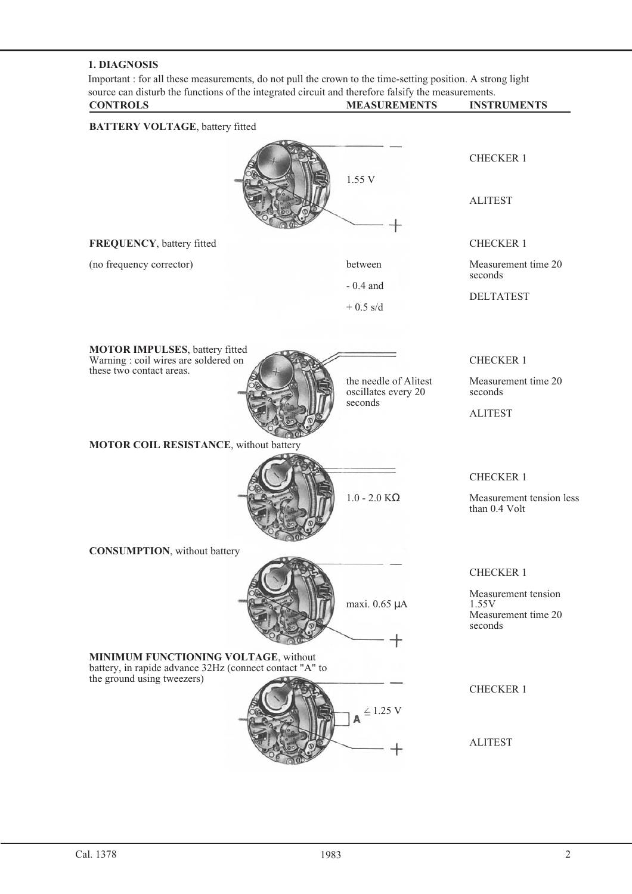## 1. DIAGNOSIS

Important : for all these measurements, do not pull the crown to the time-setting position. A strong light source can disturb the functions of the integrated circuit and therefore falsify the measurements.

| CONTROLS | MEASUREMENTS | INSTRUMENTS |
|---|---|---|
| **BATTERY VOLTAGE**, battery fitted | 1.55 V | CHECKER 1<br>ALITEST |
| **FREQUENCY**, battery fitted<br>(no frequency corrector) | between<br>- 0.4 and<br>+ 0.5 s/d | CHECKER 1<br>Measurement time 20 seconds<br>DELTATEST |
| **MOTOR IMPULSES**, battery fitted<br>Warning : coil wires are soldered on these two contact areas. | the needle of Alitest oscillates every 20 seconds | CHECKER 1<br>Measurement time 20 seconds<br>ALITEST |
| **MOTOR COIL RESISTANCE**, without battery | 1.0 - 2.0 KΩ | CHECKER 1<br>Measurement tension less than 0.4 Volt |
| **CONSUMPTION**, without battery | maxi. 0.65 μA | CHECKER 1<br>Measurement tension 1.55V<br>Measurement time 20 seconds |
| **MINIMUM FUNCTIONING VOLTAGE**, without battery, in rapide advance 32Hz (connect contact "A" to the ground using tweezers) | ≤ 1.25 V | CHECKER 1<br>ALITEST |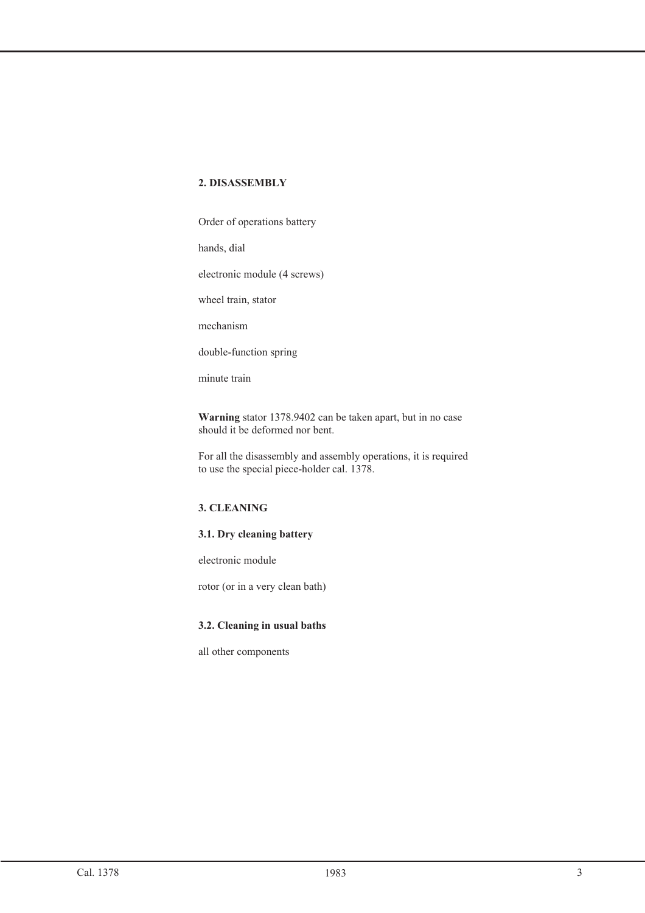## 2. DISASSEMBLY

Order of operations battery

hands, dial

electronic module (4 screws)

wheel train, stator

mechanism

double-function spring

minute train

**Warning** stator 1378.9402 can be taken apart, but in no case should it be deformed nor bent.

For all the disassembly and assembly operations, it is required to use the special piece-holder cal. 1378.

## 3. CLEANING

### 3.1. Dry cleaning battery

electronic module

rotor (or in a very clean bath)

### 3.2. Cleaning in usual baths

all other components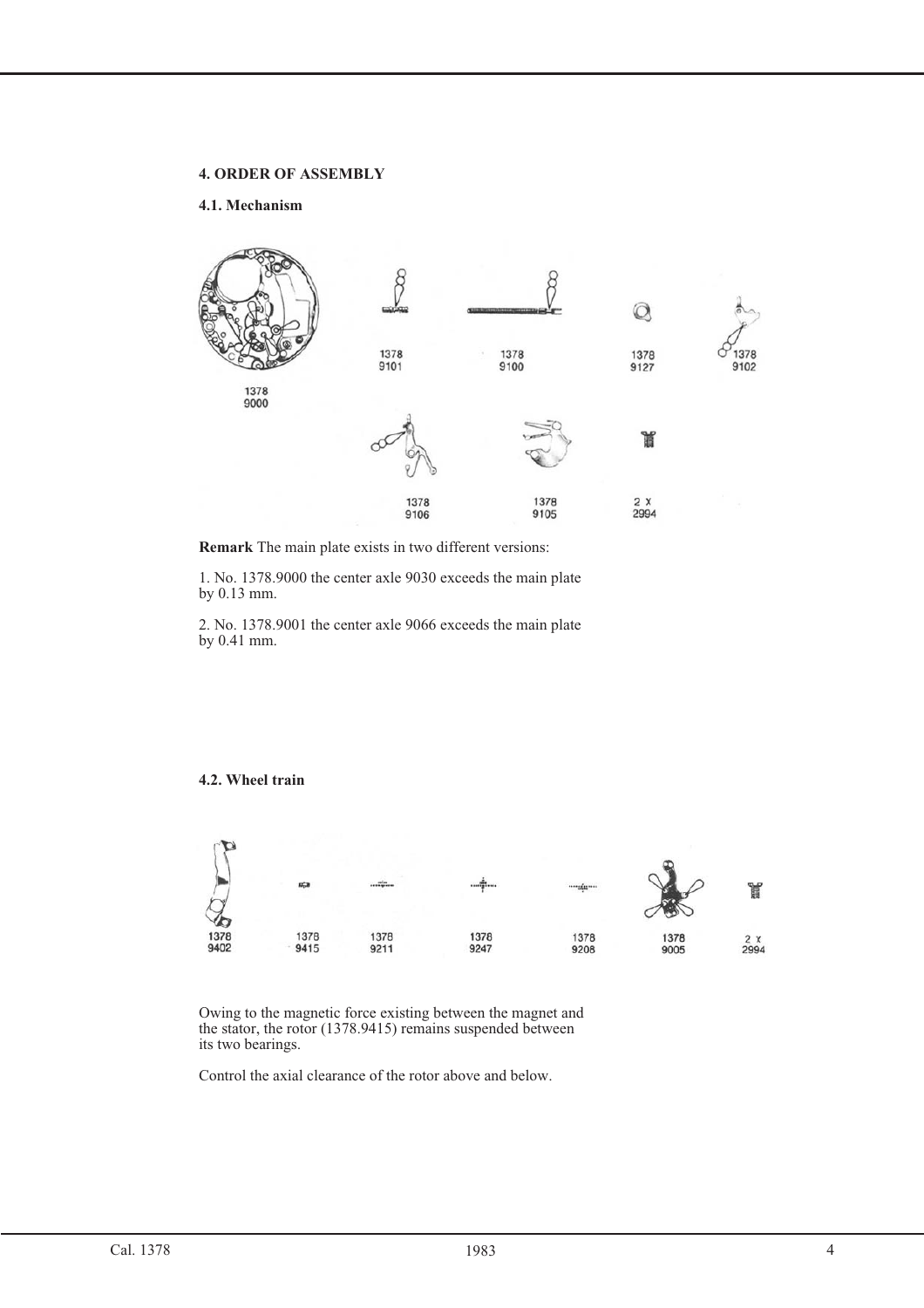## 4. ORDER OF ASSEMBLY

### 4.1. Mechanism

1378 9000

1378 9101

1378 9100

1378 9127

1378 9102

1378 9106

1378 9105

2 x 2994

**Remark** The main plate exists in two different versions:

1. No. 1378.9000 the center axle 9030 exceeds the main plate by 0.13 mm.

2. No. 1378.9001 the center axle 9066 exceeds the main plate by 0.41 mm.

### 4.2. Wheel train

1378 9402

1378 9415

1378 9211

1378 9247

1378 9208

1378 9005

2 x 2994

Owing to the magnetic force existing between the magnet and the stator, the rotor (1378.9415) remains suspended between its two bearings.

Control the axial clearance of the rotor above and below.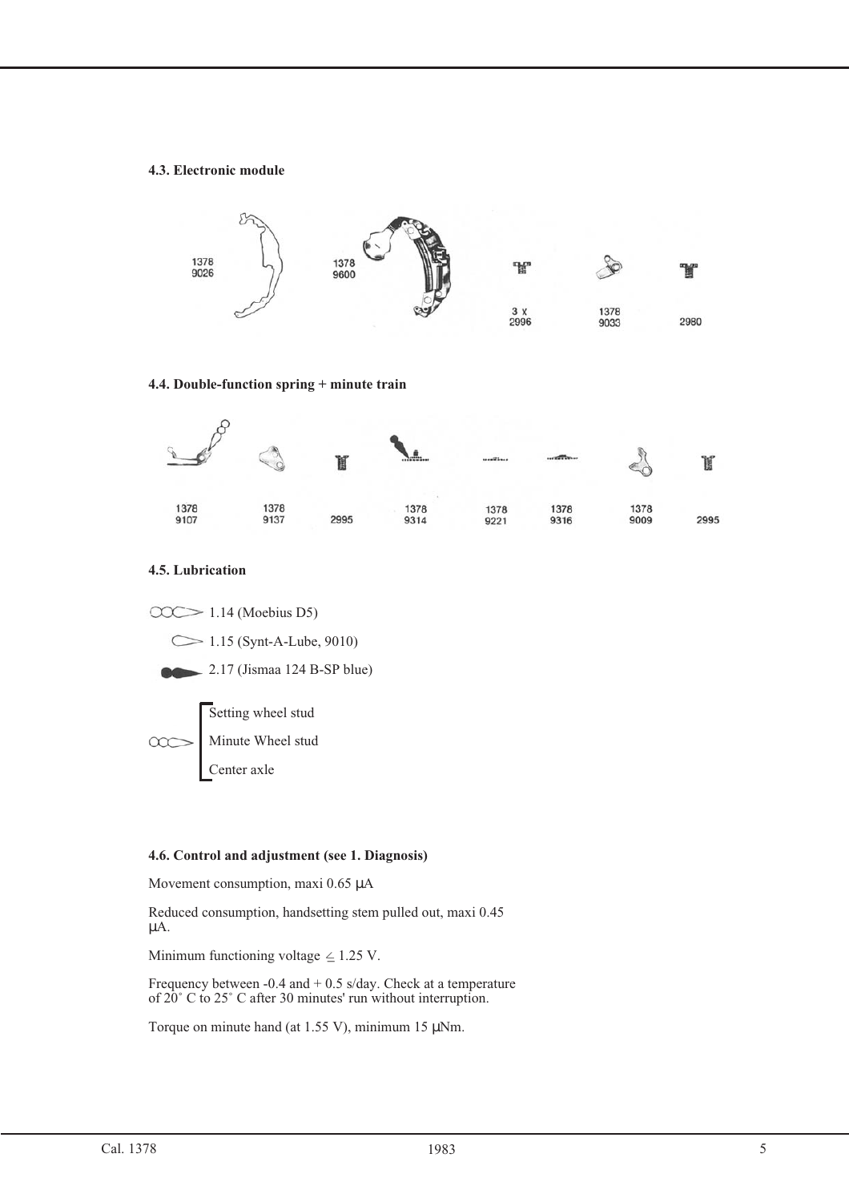#### 4.3. Electronic module

1378 9026

1378 9600

3 x 2996

1378 9033

2980

#### 4.4. Double-function spring + minute train

1378 9107

1378 9137

2995

1378 9314

1378 9221

1378 9316

1378 9009

2995

#### 4.5. Lubrication

1.14 (Moebius D5)

1.15 (Synt-A-Lube, 9010)

2.17 (Jismaa 124 B-SP blue)

- Setting wheel stud
- Minute Wheel stud
- Center axle

#### 4.6. Control and adjustment (see 1. Diagnosis)

Movement consumption, maxi 0.65 µA

Reduced consumption, handsetting stem pulled out, maxi 0.45 µA.

Minimum functioning voltage $\leq$ 1.25 V.

Frequency between -0.4 and + 0.5 s/day. Check at a temperature of 20˚ C to 25˚ C after 30 minutes' run without interruption.

Torque on minute hand (at 1.55 V), minimum 15 µNm.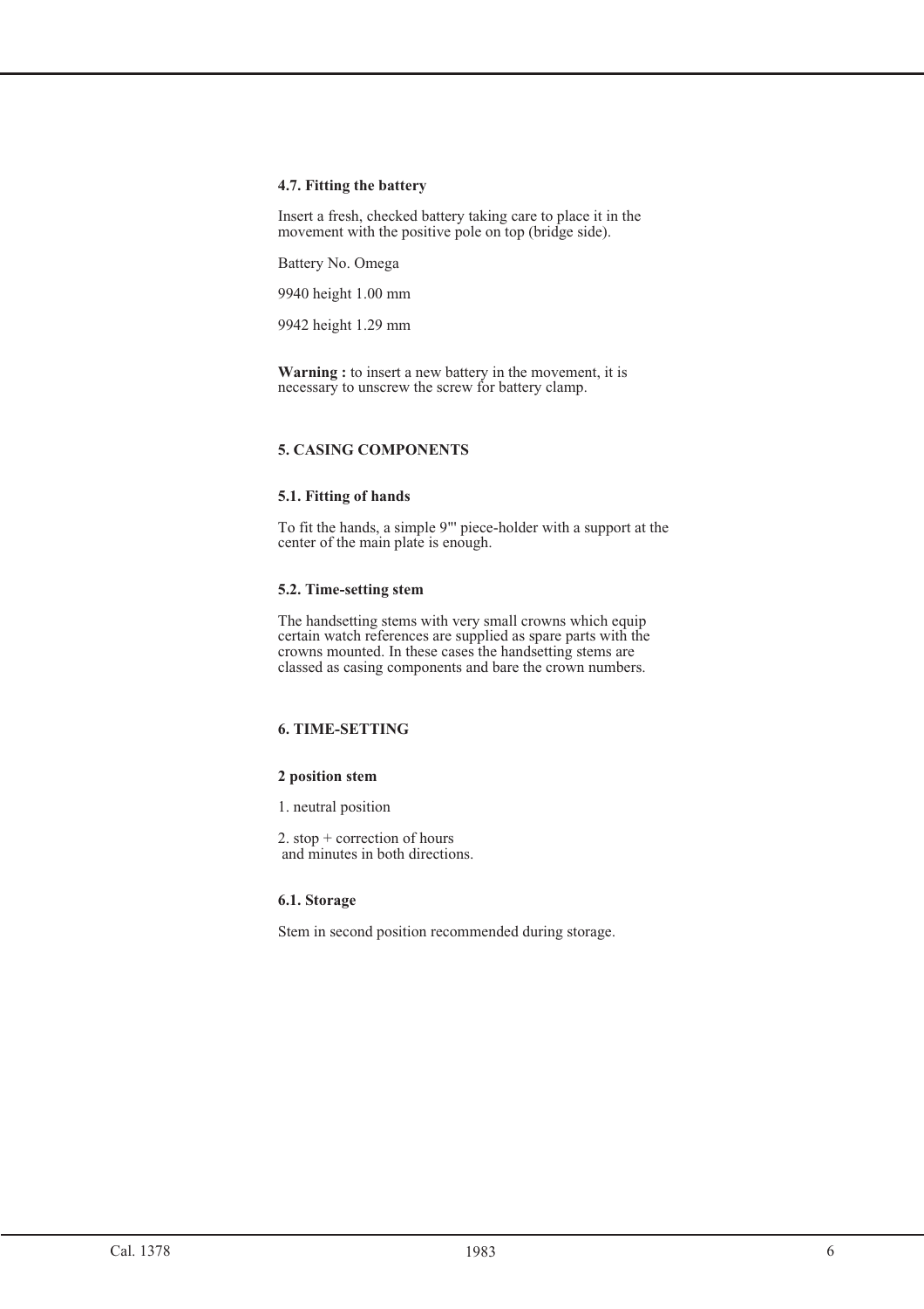### 4.7. Fitting the battery

Insert a fresh, checked battery taking care to place it in the movement with the positive pole on top (bridge side).

Battery No. Omega

9940 height 1.00 mm

9942 height 1.29 mm

**Warning :** to insert a new battery in the movement, it is necessary to unscrew the screw for battery clamp.

## 5. CASING COMPONENTS

### 5.1. Fitting of hands

To fit the hands, a simple 9''' piece-holder with a support at the center of the main plate is enough.

### 5.2. Time-setting stem

The handsetting stems with very small crowns which equip certain watch references are supplied as spare parts with the crowns mounted. In these cases the handsetting stems are classed as casing components and bare the crown numbers.

## 6. TIME-SETTING

**2 position stem**

1. neutral position

2. stop + correction of hours and minutes in both directions.

### 6.1. Storage

Stem in second position recommended during storage.